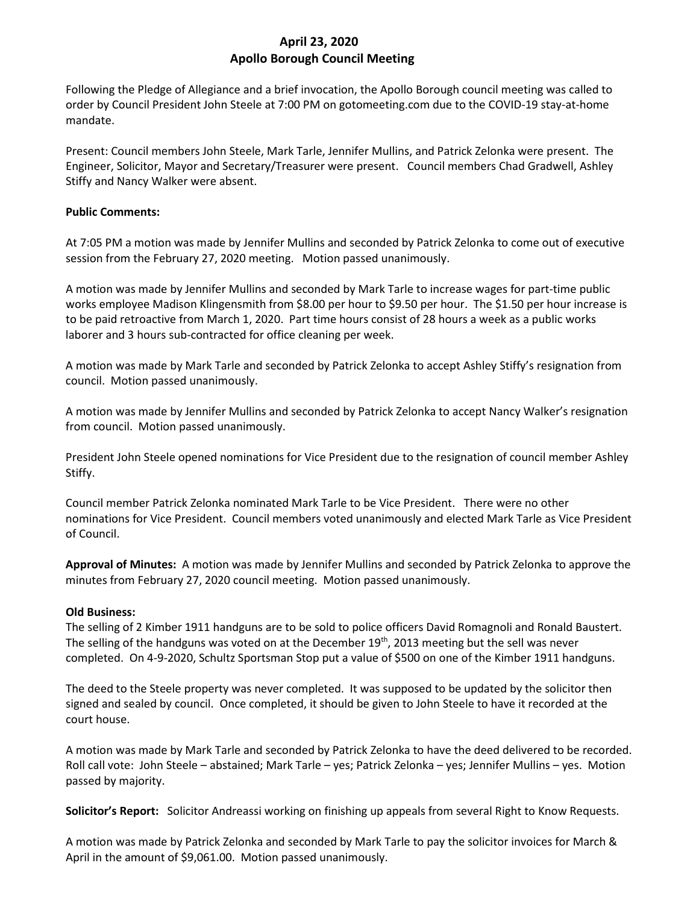# April 23, 2020
## Apollo Borough Council Meeting

Following the Pledge of Allegiance and a brief invocation, the Apollo Borough council meeting was called to order by Council President John Steele at 7:00 PM on gotomeeting.com due to the COVID-19 stay-at-home mandate.

Present: Council members John Steele, Mark Tarle, Jennifer Mullins, and Patrick Zelonka were present. The Engineer, Solicitor, Mayor and Secretary/Treasurer were present. Council members Chad Gradwell, Ashley Stiffy and Nancy Walker were absent.

**Public Comments:**

At 7:05 PM a motion was made by Jennifer Mullins and seconded by Patrick Zelonka to come out of executive session from the February 27, 2020 meeting. Motion passed unanimously.

A motion was made by Jennifer Mullins and seconded by Mark Tarle to increase wages for part-time public works employee Madison Klingensmith from $8.00 per hour to $9.50 per hour. The $1.50 per hour increase is to be paid retroactive from March 1, 2020. Part time hours consist of 28 hours a week as a public works laborer and 3 hours sub-contracted for office cleaning per week.

A motion was made by Mark Tarle and seconded by Patrick Zelonka to accept Ashley Stiffy's resignation from council. Motion passed unanimously.

A motion was made by Jennifer Mullins and seconded by Patrick Zelonka to accept Nancy Walker's resignation from council. Motion passed unanimously.

President John Steele opened nominations for Vice President due to the resignation of council member Ashley Stiffy.

Council member Patrick Zelonka nominated Mark Tarle to be Vice President. There were no other nominations for Vice President. Council members voted unanimously and elected Mark Tarle as Vice President of Council.

**Approval of Minutes:** A motion was made by Jennifer Mullins and seconded by Patrick Zelonka to approve the minutes from February 27, 2020 council meeting. Motion passed unanimously.

**Old Business:**
The selling of 2 Kimber 1911 handguns are to be sold to police officers David Romagnoli and Ronald Baustert. The selling of the handguns was voted on at the December 19th, 2013 meeting but the sell was never completed. On 4-9-2020, Schultz Sportsman Stop put a value of $500 on one of the Kimber 1911 handguns.

The deed to the Steele property was never completed. It was supposed to be updated by the solicitor then signed and sealed by council. Once completed, it should be given to John Steele to have it recorded at the court house.

A motion was made by Mark Tarle and seconded by Patrick Zelonka to have the deed delivered to be recorded. Roll call vote: John Steele – abstained; Mark Tarle – yes; Patrick Zelonka – yes; Jennifer Mullins – yes. Motion passed by majority.

**Solicitor's Report:** Solicitor Andreassi working on finishing up appeals from several Right to Know Requests.

A motion was made by Patrick Zelonka and seconded by Mark Tarle to pay the solicitor invoices for March & April in the amount of $9,061.00. Motion passed unanimously.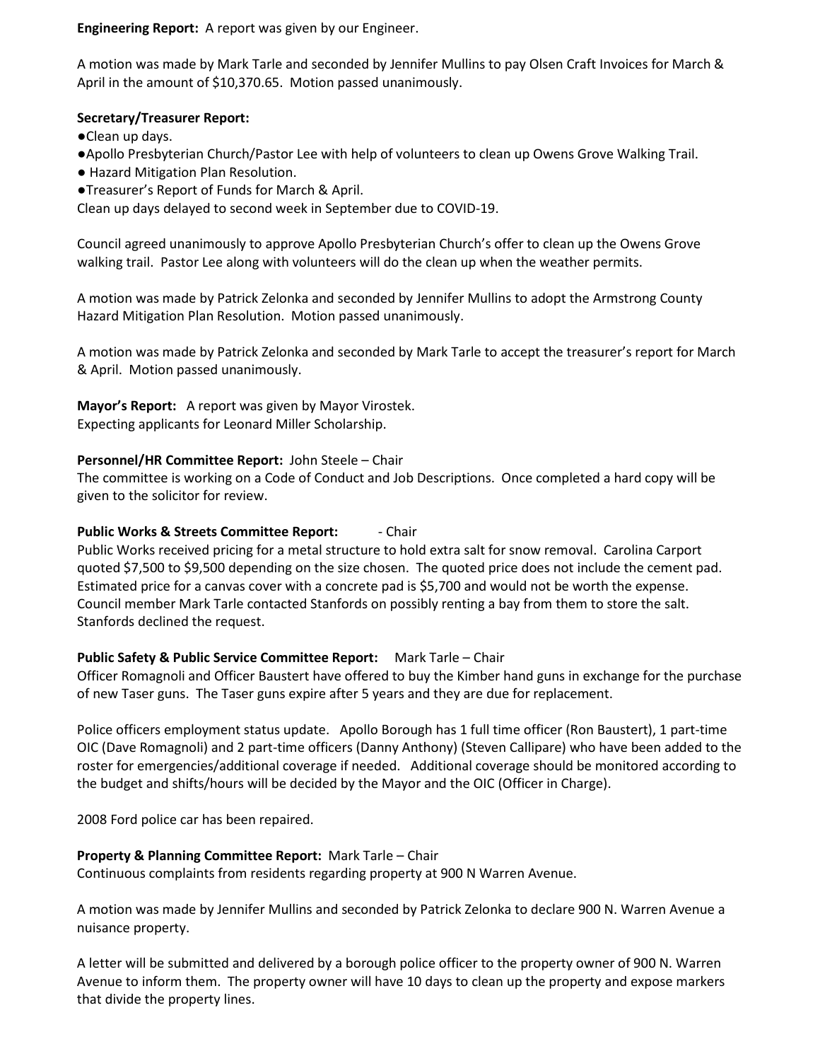**Engineering Report:** A report was given by our Engineer.

A motion was made by Mark Tarle and seconded by Jennifer Mullins to pay Olsen Craft Invoices for March & April in the amount of $10,370.65. Motion passed unanimously.

**Secretary/Treasurer Report:**

- Clean up days.
- Apollo Presbyterian Church/Pastor Lee with help of volunteers to clean up Owens Grove Walking Trail.
- Hazard Mitigation Plan Resolution.
- Treasurer's Report of Funds for March & April.

Clean up days delayed to second week in September due to COVID-19.

Council agreed unanimously to approve Apollo Presbyterian Church's offer to clean up the Owens Grove walking trail. Pastor Lee along with volunteers will do the clean up when the weather permits.

A motion was made by Patrick Zelonka and seconded by Jennifer Mullins to adopt the Armstrong County Hazard Mitigation Plan Resolution. Motion passed unanimously.

A motion was made by Patrick Zelonka and seconded by Mark Tarle to accept the treasurer's report for March & April. Motion passed unanimously.

**Mayor's Report:** A report was given by Mayor Virostek.
Expecting applicants for Leonard Miller Scholarship.

**Personnel/HR Committee Report:** John Steele – Chair
The committee is working on a Code of Conduct and Job Descriptions. Once completed a hard copy will be given to the solicitor for review.

**Public Works & Streets Committee Report:** - Chair
Public Works received pricing for a metal structure to hold extra salt for snow removal. Carolina Carport quoted $7,500 to $9,500 depending on the size chosen. The quoted price does not include the cement pad. Estimated price for a canvas cover with a concrete pad is $5,700 and would not be worth the expense. Council member Mark Tarle contacted Stanfords on possibly renting a bay from them to store the salt. Stanfords declined the request.

**Public Safety & Public Service Committee Report:** Mark Tarle – Chair
Officer Romagnoli and Officer Baustert have offered to buy the Kimber hand guns in exchange for the purchase of new Taser guns. The Taser guns expire after 5 years and they are due for replacement.

Police officers employment status update. Apollo Borough has 1 full time officer (Ron Baustert), 1 part-time OIC (Dave Romagnoli) and 2 part-time officers (Danny Anthony) (Steven Callipare) who have been added to the roster for emergencies/additional coverage if needed. Additional coverage should be monitored according to the budget and shifts/hours will be decided by the Mayor and the OIC (Officer in Charge).

2008 Ford police car has been repaired.

**Property & Planning Committee Report:** Mark Tarle – Chair
Continuous complaints from residents regarding property at 900 N Warren Avenue.

A motion was made by Jennifer Mullins and seconded by Patrick Zelonka to declare 900 N. Warren Avenue a nuisance property.

A letter will be submitted and delivered by a borough police officer to the property owner of 900 N. Warren Avenue to inform them. The property owner will have 10 days to clean up the property and expose markers that divide the property lines.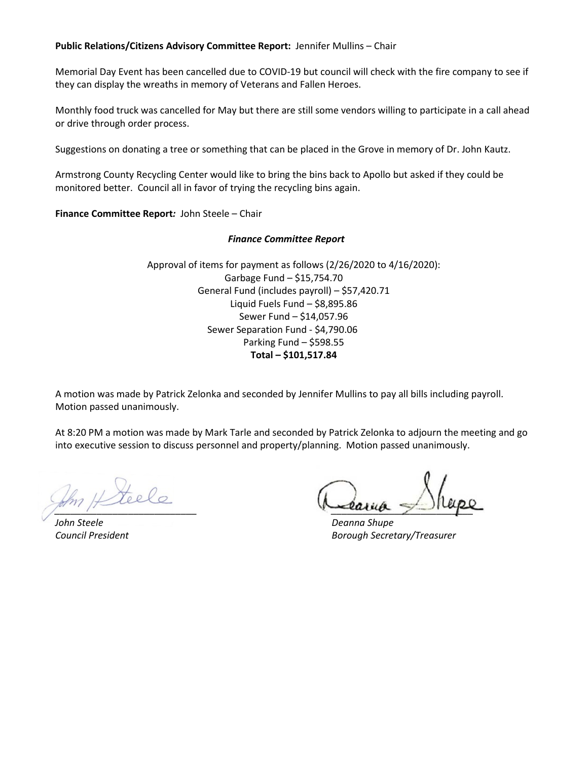**Public Relations/Citizens Advisory Committee Report:** Jennifer Mullins – Chair

Memorial Day Event has been cancelled due to COVID-19 but council will check with the fire company to see if they can display the wreaths in memory of Veterans and Fallen Heroes.

Monthly food truck was cancelled for May but there are still some vendors willing to participate in a call ahead or drive through order process.

Suggestions on donating a tree or something that can be placed in the Grove in memory of Dr. John Kautz.

Armstrong County Recycling Center would like to bring the bins back to Apollo but asked if they could be monitored better. Council all in favor of trying the recycling bins again.

**Finance Committee Report***:* John Steele – Chair

***Finance Committee Report***

Approval of items for payment as follows (2/26/2020 to 4/16/2020):

Garbage Fund – $15,754.70
General Fund (includes payroll) – $57,420.71
Liquid Fuels Fund – $8,895.86
Sewer Fund – $14,057.96
Sewer Separation Fund - $4,790.06
Parking Fund – $598.55
**Total – $101,517.84**

A motion was made by Patrick Zelonka and seconded by Jennifer Mullins to pay all bills including payroll. Motion passed unanimously.

At 8:20 PM a motion was made by Mark Tarle and seconded by Patrick Zelonka to adjourn the meeting and go into executive session to discuss personnel and property/planning. Motion passed unanimously.

*John Steele*
*Council President*

*Deanna Shupe*
*Borough Secretary/Treasurer*